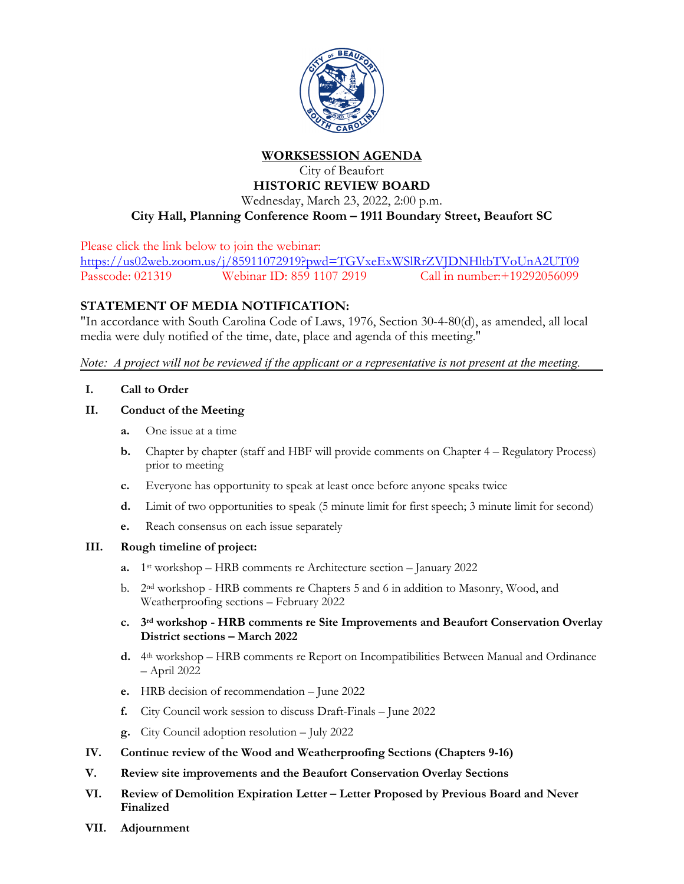# WORKSESSION AGENDA

City of Beaufort

**HISTORIC REVIEW BOARD**

Wednesday, March 23, 2022, 2:00 p.m.

**City Hall, Planning Conference Room – 1911 Boundary Street, Beaufort SC**

Please click the link below to join the webinar:
https://us02web.zoom.us/j/85911072919?pwd=TGVxeExWSlRrZVJDNHltbTVoUnA2UT09
Passcode: 021319 Webinar ID: 859 1107 2919 Call in number:+19292056099

## STATEMENT OF MEDIA NOTIFICATION:

"In accordance with South Carolina Code of Laws, 1976, Section 30-4-80(d), as amended, all local media were duly notified of the time, date, place and agenda of this meeting."

*Note: A project will not be reviewed if the applicant or a representative is not present at the meeting.*

**I. Call to Order**

**II. Conduct of the Meeting**

- **a.** One issue at a time
- **b.** Chapter by chapter (staff and HBF will provide comments on Chapter 4 – Regulatory Process) prior to meeting
- **c.** Everyone has opportunity to speak at least once before anyone speaks twice
- **d.** Limit of two opportunities to speak (5 minute limit for first speech; 3 minute limit for second)
- **e.** Reach consensus on each issue separately

**III. Rough timeline of project:**

- **a.** 1st workshop – HRB comments re Architecture section – January 2022
- b. 2nd workshop - HRB comments re Chapters 5 and 6 in addition to Masonry, Wood, and Weatherproofing sections – February 2022
- **c. 3rd workshop - HRB comments re Site Improvements and Beaufort Conservation Overlay District sections – March 2022**
- **d.** 4th workshop – HRB comments re Report on Incompatibilities Between Manual and Ordinance – April 2022
- **e.** HRB decision of recommendation – June 2022
- **f.** City Council work session to discuss Draft-Finals – June 2022
- **g.** City Council adoption resolution – July 2022

**IV. Continue review of the Wood and Weatherproofing Sections (Chapters 9-16)**

**V. Review site improvements and the Beaufort Conservation Overlay Sections**

**VI. Review of Demolition Expiration Letter – Letter Proposed by Previous Board and Never Finalized**

**VII. Adjournment**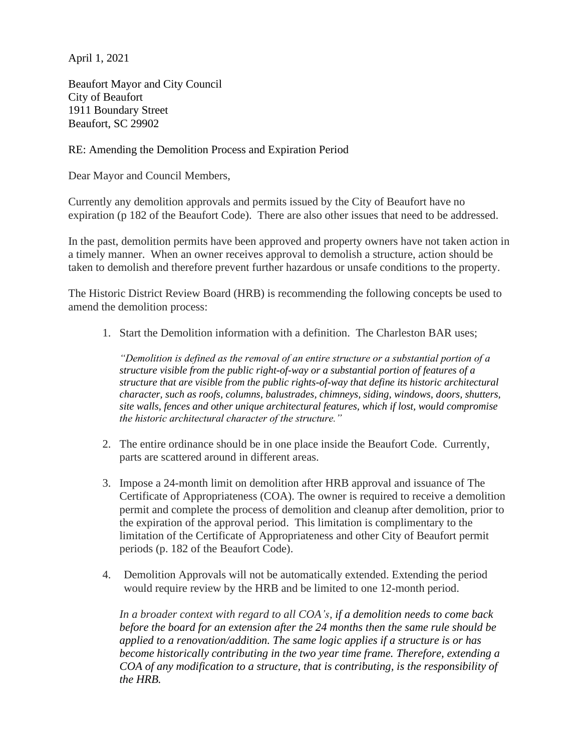April 1, 2021

Beaufort Mayor and City Council
City of Beaufort
1911 Boundary Street
Beaufort, SC 29902

RE: Amending the Demolition Process and Expiration Period

Dear Mayor and Council Members,

Currently any demolition approvals and permits issued by the City of Beaufort have no expiration (p 182 of the Beaufort Code). There are also other issues that need to be addressed.

In the past, demolition permits have been approved and property owners have not taken action in a timely manner. When an owner receives approval to demolish a structure, action should be taken to demolish and therefore prevent further hazardous or unsafe conditions to the property.

The Historic District Review Board (HRB) is recommending the following concepts be used to amend the demolition process:

1. Start the Demolition information with a definition. The Charleston BAR uses;

   *"Demolition is defined as the removal of an entire structure or a substantial portion of a structure visible from the public right-of-way or a substantial portion of features of a structure that are visible from the public rights-of-way that define its historic architectural character, such as roofs, columns, balustrades, chimneys, siding, windows, doors, shutters, site walls, fences and other unique architectural features, which if lost, would compromise the historic architectural character of the structure."*

2. The entire ordinance should be in one place inside the Beaufort Code. Currently, parts are scattered around in different areas.

3. Impose a 24-month limit on demolition after HRB approval and issuance of The Certificate of Appropriateness (COA). The owner is required to receive a demolition permit and complete the process of demolition and cleanup after demolition, prior to the expiration of the approval period. This limitation is complimentary to the limitation of the Certificate of Appropriateness and other City of Beaufort permit periods (p. 182 of the Beaufort Code).

4. Demolition Approvals will not be automatically extended. Extending the period would require review by the HRB and be limited to one 12-month period.

   *In a broader context with regard to all COA's, if a demolition needs to come back before the board for an extension after the 24 months then the same rule should be applied to a renovation/addition. The same logic applies if a structure is or has become historically contributing in the two year time frame. Therefore, extending a COA of any modification to a structure, that is contributing, is the responsibility of the HRB.*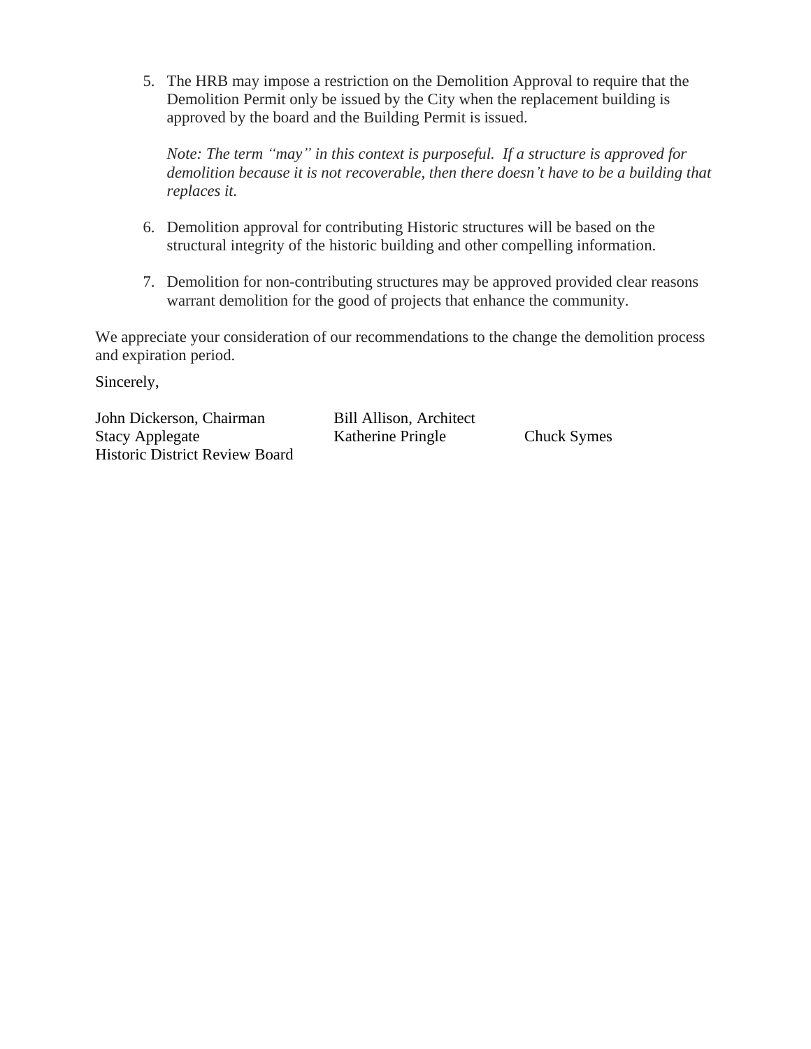5. The HRB may impose a restriction on the Demolition Approval to require that the Demolition Permit only be issued by the City when the replacement building is approved by the board and the Building Permit is issued.

   *Note: The term "may" in this context is purposeful. If a structure is approved for demolition because it is not recoverable, then there doesn't have to be a building that replaces it.*

6. Demolition approval for contributing Historic structures will be based on the structural integrity of the historic building and other compelling information.

7. Demolition for non-contributing structures may be approved provided clear reasons warrant demolition for the good of projects that enhance the community.

We appreciate your consideration of our recommendations to the change the demolition process and expiration period.

Sincerely,

John Dickerson, Chairman
Stacy Applegate
Historic District Review Board

Bill Allison, Architect
Katherine Pringle

Chuck Symes